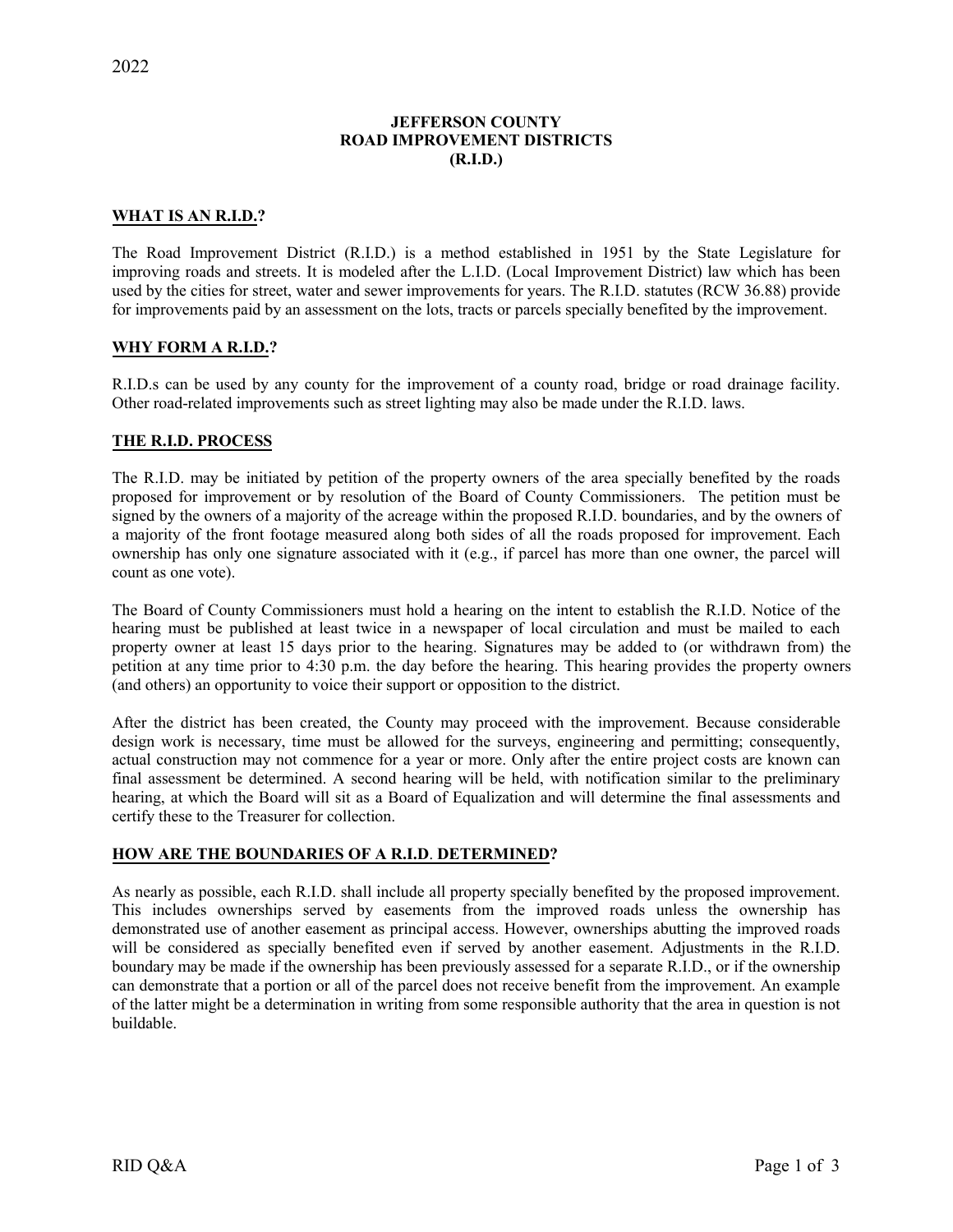2022

# JEFFERSON COUNTY ROAD IMPROVEMENT DISTRICTS (R.I.D.)

## WHAT IS AN R.I.D.?

The Road Improvement District (R.I.D.) is a method established in 1951 by the State Legislature for improving roads and streets. It is modeled after the L.I.D. (Local Improvement District) law which has been used by the cities for street, water and sewer improvements for years. The R.I.D. statutes (RCW 36.88) provide for improvements paid by an assessment on the lots, tracts or parcels specially benefited by the improvement.

## WHY FORM A R.I.D.?

R.I.D.s can be used by any county for the improvement of a county road, bridge or road drainage facility. Other road-related improvements such as street lighting may also be made under the R.I.D. laws.

## THE R.I.D. PROCESS

The R.I.D. may be initiated by petition of the property owners of the area specially benefited by the roads proposed for improvement or by resolution of the Board of County Commissioners. The petition must be signed by the owners of a majority of the acreage within the proposed R.I.D. boundaries, and by the owners of a majority of the front footage measured along both sides of all the roads proposed for improvement. Each ownership has only one signature associated with it (e.g., if parcel has more than one owner, the parcel will count as one vote).

The Board of County Commissioners must hold a hearing on the intent to establish the R.I.D. Notice of the hearing must be published at least twice in a newspaper of local circulation and must be mailed to each property owner at least 15 days prior to the hearing. Signatures may be added to (or withdrawn from) the petition at any time prior to 4:30 p.m. the day before the hearing. This hearing provides the property owners (and others) an opportunity to voice their support or opposition to the district.

After the district has been created, the County may proceed with the improvement. Because considerable design work is necessary, time must be allowed for the surveys, engineering and permitting; consequently, actual construction may not commence for a year or more. Only after the entire project costs are known can final assessment be determined. A second hearing will be held, with notification similar to the preliminary hearing, at which the Board will sit as a Board of Equalization and will determine the final assessments and certify these to the Treasurer for collection.

## HOW ARE THE BOUNDARIES OF A R.I.D. DETERMINED?

As nearly as possible, each R.I.D. shall include all property specially benefited by the proposed improvement. This includes ownerships served by easements from the improved roads unless the ownership has demonstrated use of another easement as principal access. However, ownerships abutting the improved roads will be considered as specially benefited even if served by another easement. Adjustments in the R.I.D. boundary may be made if the ownership has been previously assessed for a separate R.I.D., or if the ownership can demonstrate that a portion or all of the parcel does not receive benefit from the improvement. An example of the latter might be a determination in writing from some responsible authority that the area in question is not buildable.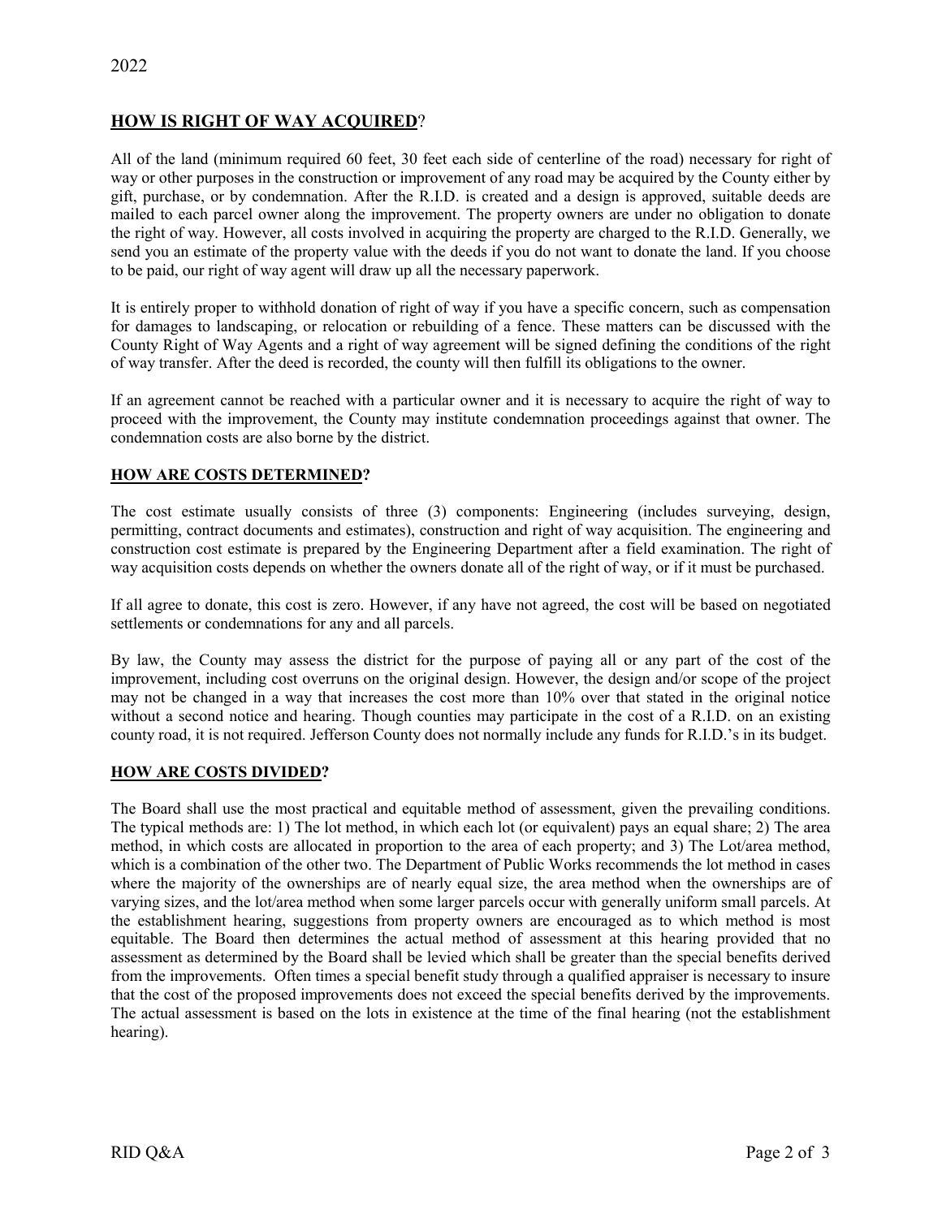2022

## **HOW IS RIGHT OF WAY ACQUIRED**?

All of the land (minimum required 60 feet, 30 feet each side of centerline of the road) necessary for right of way or other purposes in the construction or improvement of any road may be acquired by the County either by gift, purchase, or by condemnation. After the R.I.D. is created and a design is approved, suitable deeds are mailed to each parcel owner along the improvement. The property owners are under no obligation to donate the right of way. However, all costs involved in acquiring the property are charged to the R.I.D. Generally, we send you an estimate of the property value with the deeds if you do not want to donate the land. If you choose to be paid, our right of way agent will draw up all the necessary paperwork.

It is entirely proper to withhold donation of right of way if you have a specific concern, such as compensation for damages to landscaping, or relocation or rebuilding of a fence. These matters can be discussed with the County Right of Way Agents and a right of way agreement will be signed defining the conditions of the right of way transfer. After the deed is recorded, the county will then fulfill its obligations to the owner.

If an agreement cannot be reached with a particular owner and it is necessary to acquire the right of way to proceed with the improvement, the County may institute condemnation proceedings against that owner. The condemnation costs are also borne by the district.

## **HOW ARE COSTS DETERMINED?**

The cost estimate usually consists of three (3) components: Engineering (includes surveying, design, permitting, contract documents and estimates), construction and right of way acquisition. The engineering and construction cost estimate is prepared by the Engineering Department after a field examination. The right of way acquisition costs depends on whether the owners donate all of the right of way, or if it must be purchased.

If all agree to donate, this cost is zero. However, if any have not agreed, the cost will be based on negotiated settlements or condemnations for any and all parcels.

By law, the County may assess the district for the purpose of paying all or any part of the cost of the improvement, including cost overruns on the original design. However, the design and/or scope of the project may not be changed in a way that increases the cost more than 10% over that stated in the original notice without a second notice and hearing. Though counties may participate in the cost of a R.I.D. on an existing county road, it is not required. Jefferson County does not normally include any funds for R.I.D.'s in its budget.

## **HOW ARE COSTS DIVIDED?**

The Board shall use the most practical and equitable method of assessment, given the prevailing conditions. The typical methods are: 1) The lot method, in which each lot (or equivalent) pays an equal share; 2) The area method, in which costs are allocated in proportion to the area of each property; and 3) The Lot/area method, which is a combination of the other two. The Department of Public Works recommends the lot method in cases where the majority of the ownerships are of nearly equal size, the area method when the ownerships are of varying sizes, and the lot/area method when some larger parcels occur with generally uniform small parcels. At the establishment hearing, suggestions from property owners are encouraged as to which method is most equitable. The Board then determines the actual method of assessment at this hearing provided that no assessment as determined by the Board shall be levied which shall be greater than the special benefits derived from the improvements. Often times a special benefit study through a qualified appraiser is necessary to insure that the cost of the proposed improvements does not exceed the special benefits derived by the improvements. The actual assessment is based on the lots in existence at the time of the final hearing (not the establishment hearing).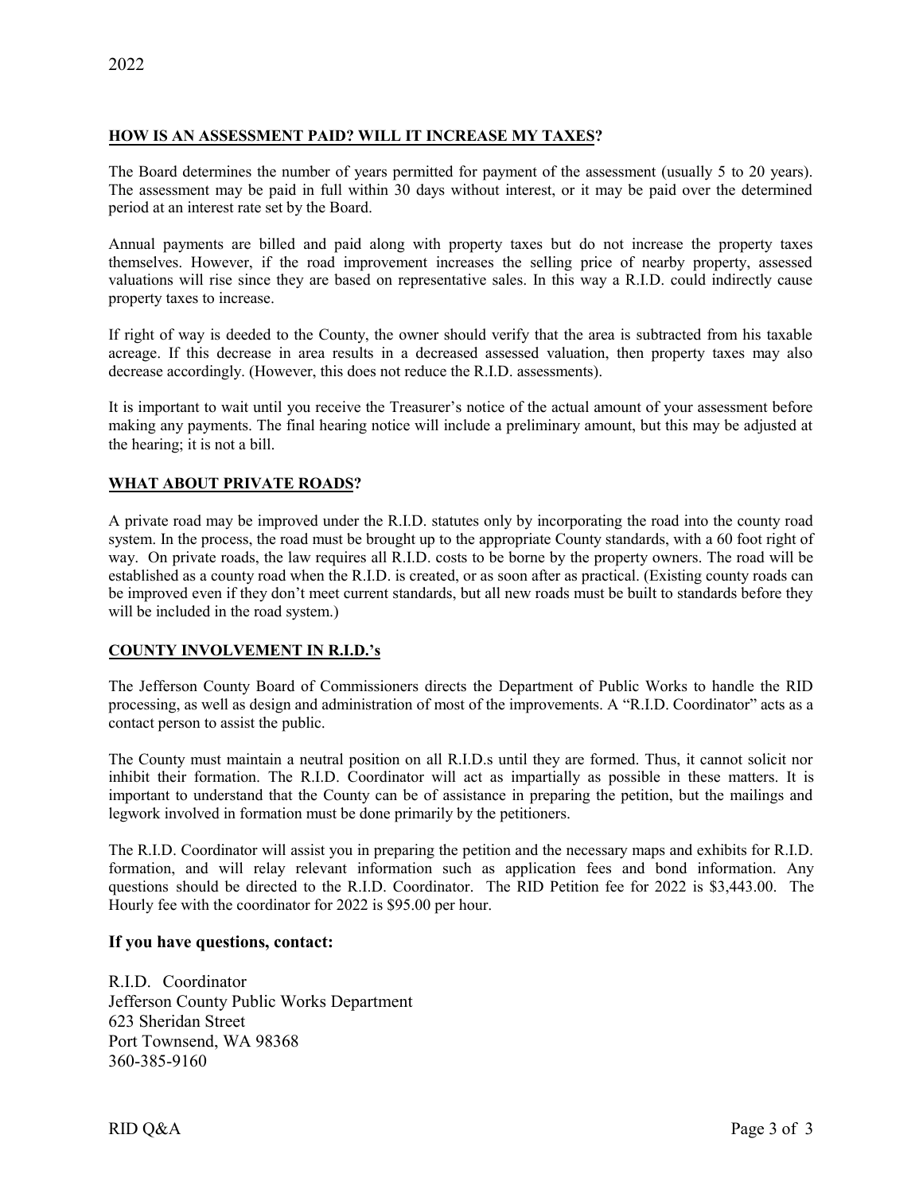## HOW IS AN ASSESSMENT PAID? WILL IT INCREASE MY TAXES?

The Board determines the number of years permitted for payment of the assessment (usually 5 to 20 years). The assessment may be paid in full within 30 days without interest, or it may be paid over the determined period at an interest rate set by the Board.

Annual payments are billed and paid along with property taxes but do not increase the property taxes themselves. However, if the road improvement increases the selling price of nearby property, assessed valuations will rise since they are based on representative sales. In this way a R.I.D. could indirectly cause property taxes to increase.

If right of way is deeded to the County, the owner should verify that the area is subtracted from his taxable acreage. If this decrease in area results in a decreased assessed valuation, then property taxes may also decrease accordingly. (However, this does not reduce the R.I.D. assessments).

It is important to wait until you receive the Treasurer's notice of the actual amount of your assessment before making any payments. The final hearing notice will include a preliminary amount, but this may be adjusted at the hearing; it is not a bill.

## WHAT ABOUT PRIVATE ROADS?

A private road may be improved under the R.I.D. statutes only by incorporating the road into the county road system. In the process, the road must be brought up to the appropriate County standards, with a 60 foot right of way. On private roads, the law requires all R.I.D. costs to be borne by the property owners. The road will be established as a county road when the R.I.D. is created, or as soon after as practical. (Existing county roads can be improved even if they don't meet current standards, but all new roads must be built to standards before they will be included in the road system.)

## COUNTY INVOLVEMENT IN R.I.D.'s

The Jefferson County Board of Commissioners directs the Department of Public Works to handle the RID processing, as well as design and administration of most of the improvements. A "R.I.D. Coordinator" acts as a contact person to assist the public.

The County must maintain a neutral position on all R.I.D.s until they are formed. Thus, it cannot solicit nor inhibit their formation. The R.I.D. Coordinator will act as impartially as possible in these matters. It is important to understand that the County can be of assistance in preparing the petition, but the mailings and legwork involved in formation must be done primarily by the petitioners.

The R.I.D. Coordinator will assist you in preparing the petition and the necessary maps and exhibits for R.I.D. formation, and will relay relevant information such as application fees and bond information. Any questions should be directed to the R.I.D. Coordinator. The RID Petition fee for 2022 is $3,443.00. The Hourly fee with the coordinator for 2022 is $95.00 per hour.

### If you have questions, contact:

R.I.D. Coordinator
Jefferson County Public Works Department
623 Sheridan Street
Port Townsend, WA 98368
360-385-9160